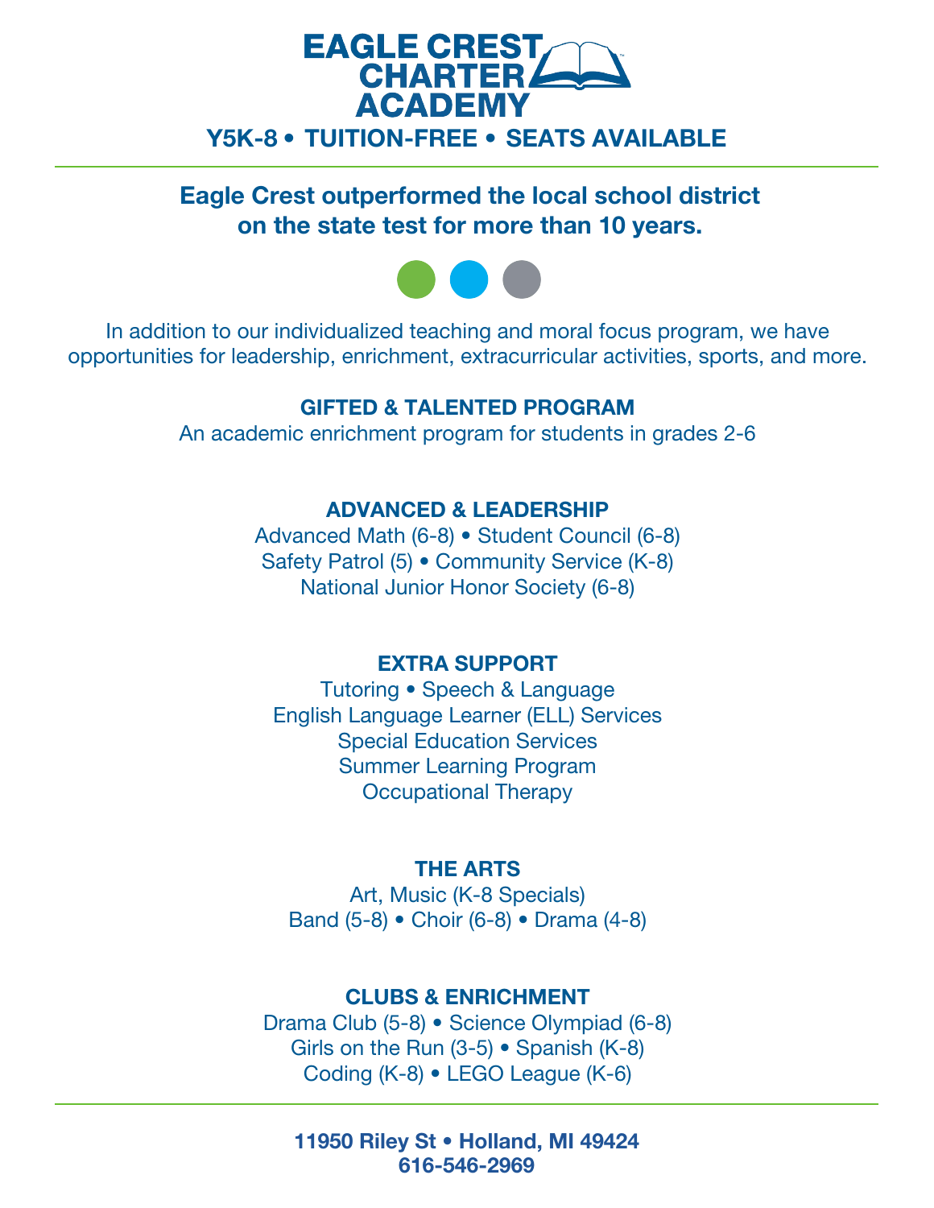# EAGLE CREST CHARTER ACADEMY

**Y5K-8 • TUITION-FREE • SEATS AVAILABLE**

---

## Eagle Crest outperformed the local school district on the state test for more than 10 years.

In addition to our individualized teaching and moral focus program, we have opportunities for leadership, enrichment, extracurricular activities, sports, and more.

### GIFTED & TALENTED PROGRAM

An academic enrichment program for students in grades 2-6

### ADVANCED & LEADERSHIP

Advanced Math (6-8) • Student Council (6-8)
Safety Patrol (5) • Community Service (K-8)
National Junior Honor Society (6-8)

### EXTRA SUPPORT

Tutoring • Speech & Language
English Language Learner (ELL) Services
Special Education Services
Summer Learning Program
Occupational Therapy

### THE ARTS

Art, Music (K-8 Specials)
Band (5-8) • Choir (6-8) • Drama (4-8)

### CLUBS & ENRICHMENT

Drama Club (5-8) • Science Olympiad (6-8)
Girls on the Run (3-5) • Spanish (K-8)
Coding (K-8) • LEGO League (K-6)

---

**11950 Riley St • Holland, MI 49424**
**616-546-2969**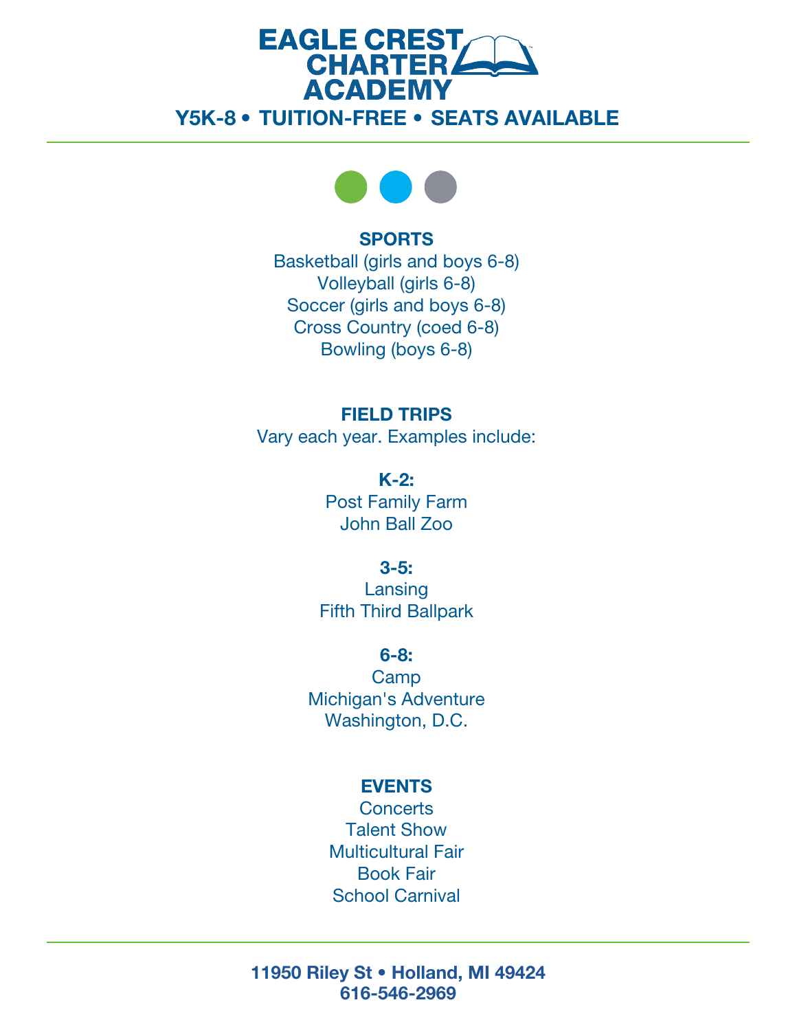# EAGLE CREST CHARTER ACADEMY

**Y5K-8 • TUITION-FREE • SEATS AVAILABLE**

---

## SPORTS

Basketball (girls and boys 6-8)
Volleyball (girls 6-8)
Soccer (girls and boys 6-8)
Cross Country (coed 6-8)
Bowling (boys 6-8)

## FIELD TRIPS

Vary each year. Examples include:

**K-2:**
Post Family Farm
John Ball Zoo

**3-5:**
Lansing
Fifth Third Ballpark

**6-8:**
Camp
Michigan's Adventure
Washington, D.C.

## EVENTS

Concerts
Talent Show
Multicultural Fair
Book Fair
School Carnival

---

**11950 Riley St • Holland, MI 49424**
**616-546-2969**